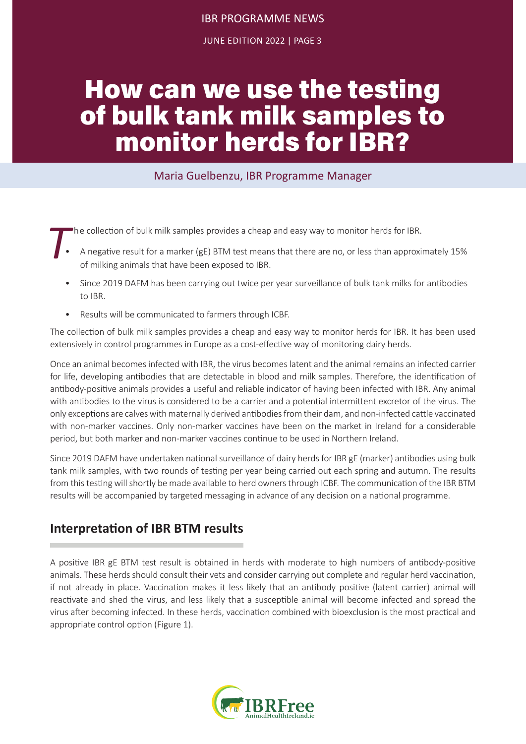# How can we use the testing of bulk tank milk samples to monitor herds for IBR?

Maria Guelbenzu, IBR Programme Manager

The collection of bulk milk samples provides a cheap and easy way to monitor herds for IBR.

- A negative result for a marker (gE) BTM test means that there are no, or less than approximately 15% of milking animals that have been exposed to IBR.
- Since 2019 DAFM has been carrying out twice per year surveillance of bulk tank milks for antibodies to IBR.
- Results will be communicated to farmers through ICBF.

The collection of bulk milk samples provides a cheap and easy way to monitor herds for IBR. It has been used extensively in control programmes in Europe as a cost-effective way of monitoring dairy herds.

Once an animal becomes infected with IBR, the virus becomes latent and the animal remains an infected carrier for life, developing antibodies that are detectable in blood and milk samples. Therefore, the identification of antibody-positive animals provides a useful and reliable indicator of having been infected with IBR. Any animal with antibodies to the virus is considered to be a carrier and a potential intermittent excretor of the virus. The only exceptions are calves with maternally derived antibodies from their dam, and non-infected cattle vaccinated with non-marker vaccines. Only non-marker vaccines have been on the market in Ireland for a considerable period, but both marker and non-marker vaccines continue to be used in Northern Ireland.

Since 2019 DAFM have undertaken national surveillance of dairy herds for IBR gE (marker) antibodies using bulk tank milk samples, with two rounds of testing per year being carried out each spring and autumn. The results from this testing will shortly be made available to herd owners through ICBF. The communication of the IBR BTM results will be accompanied by targeted messaging in advance of any decision on a national programme.

## Interpretation of IBR BTM results

A positive IBR gE BTM test result is obtained in herds with moderate to high numbers of antibody-positive animals. These herds should consult their vets and consider carrying out complete and regular herd vaccination, if not already in place. Vaccination makes it less likely that an antibody positive (latent carrier) animal will reactivate and shed the virus, and less likely that a susceptible animal will become infected and spread the virus after becoming infected. In these herds, vaccination combined with bioexclusion is the most practical and appropriate control option (Figure 1).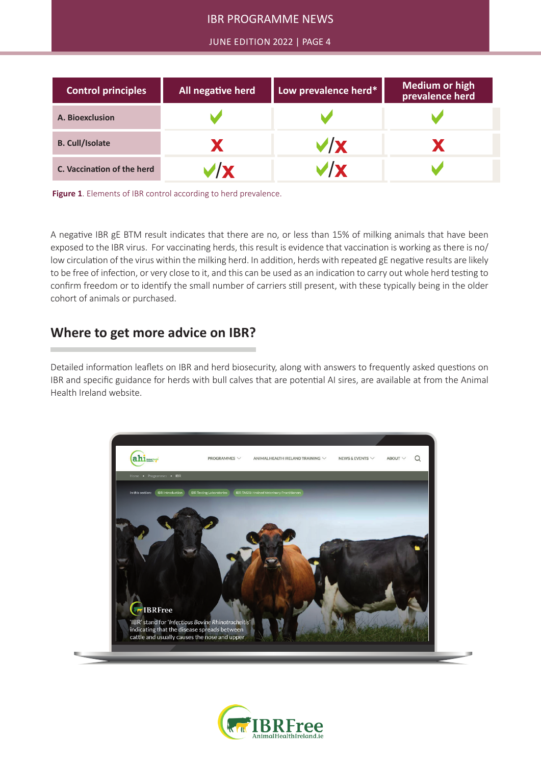| Control principles | All negative herd | Low prevalence herd* | Medium or high prevalence herd |
|---|---|---|---|
| A. Bioexclusion | ✓ | ✓ | ✓ |
| B. Cull/Isolate | X | ✓/X | X |
| C. Vaccination of the herd | ✓/X | ✓/X | ✓ |

**Figure 1**. Elements of IBR control according to herd prevalence.

A negative IBR gE BTM result indicates that there are no, or less than 15% of milking animals that have been exposed to the IBR virus. For vaccinating herds, this result is evidence that vaccination is working as there is no/low circulation of the virus within the milking herd. In addition, herds with repeated gE negative results are likely to be free of infection, or very close to it, and this can be used as an indication to carry out whole herd testing to confirm freedom or to identify the small number of carriers still present, with these typically being in the older cohort of animals or purchased.

## Where to get more advice on IBR?

Detailed information leaflets on IBR and herd biosecurity, along with answers to frequently asked questions on IBR and specific guidance for herds with bull calves that are potential AI sires, are available at from the Animal Health Ireland website.